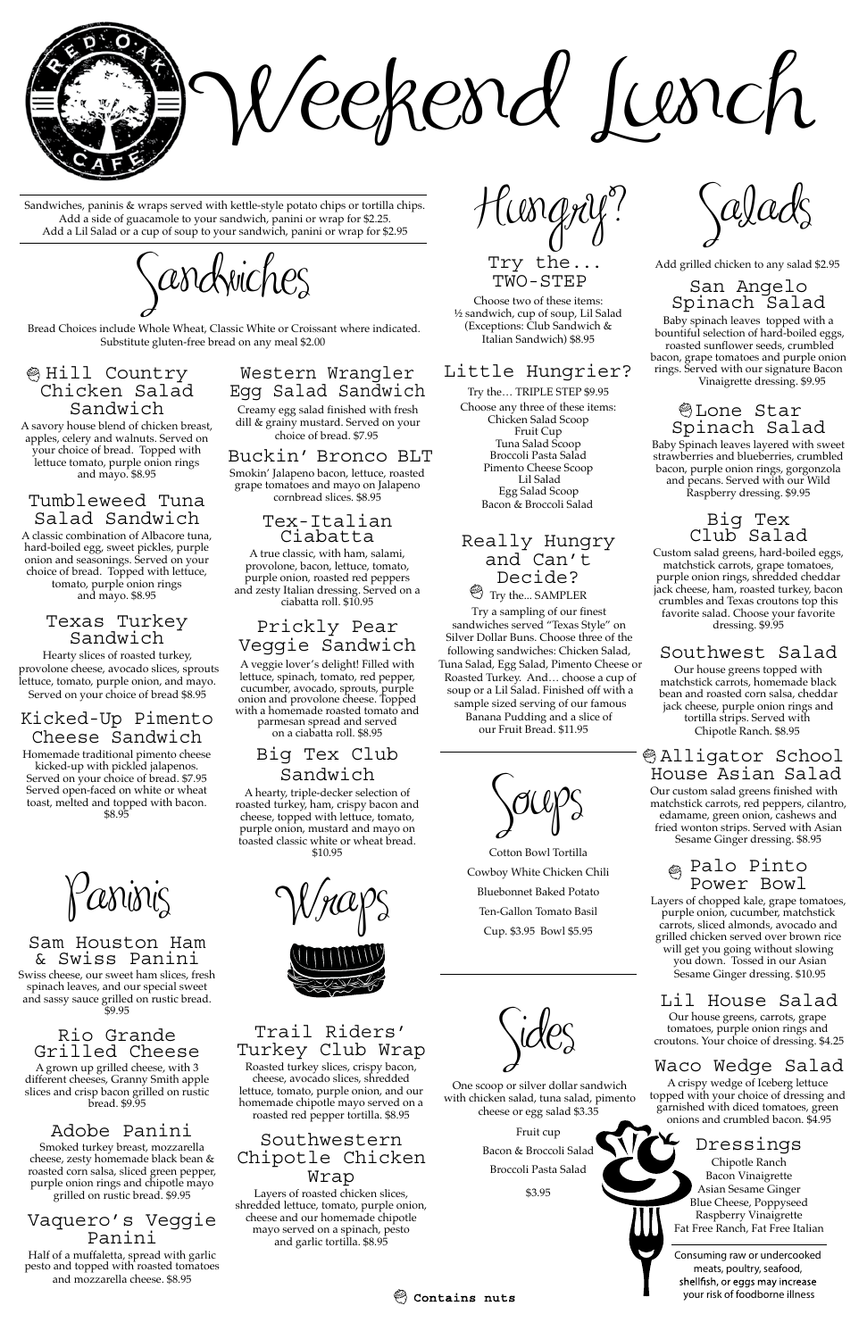# Weekend Lunch

Sandwiches, paninis & wraps served with kettle-style potato chips or tortilla chips.
Add a side of guacamole to your sandwich, panini or wrap for $2.25.
Add a Lil Salad or a cup of soup to your sandwich, panini or wrap for $2.95

## Sandwiches

Bread Choices include Whole Wheat, Classic White or Croissant where indicated. Substitute gluten-free bread on any meal $2.00

### 🌰 Hill Country Chicken Salad Sandwich

A savory house blend of chicken breast, apples, celery and walnuts. Served on your choice of bread. Topped with lettuce tomato, purple onion rings and mayo. $8.95

### Tumbleweed Tuna Salad Sandwich

A classic combination of Albacore tuna, hard-boiled egg, sweet pickles, purple onion and seasonings. Served on your choice of bread. Topped with lettuce, tomato, purple onion rings and mayo. $8.95

### Texas Turkey Sandwich

Hearty slices of roasted turkey, provolone cheese, avocado slices, sprouts lettuce, tomato, purple onion, and mayo. Served on your choice of bread $8.95

### Kicked-Up Pimento Cheese Sandwich

Homemade traditional pimento cheese kicked-up with pickled jalapenos. Served on your choice of bread. $7.95 Served open-faced on white or wheat toast, melted and topped with bacon. $8.95

### Western Wrangler Egg Salad Sandwich

Creamy egg salad finished with fresh dill & grainy mustard. Served on your choice of bread. $7.95

### Buckin' Bronco BLT

Smokin' Jalapeno bacon, lettuce, roasted grape tomatoes and mayo on Jalapeno cornbread slices. $8.95

### Tex-Italian Ciabatta

A true classic, with ham, salami, provolone, bacon, lettuce, tomato, purple onion, roasted red peppers and zesty Italian dressing. Served on a ciabatta roll. $10.95

### Prickly Pear Veggie Sandwich

A veggie lover's delight! Filled with lettuce, spinach, tomato, red pepper, cucumber, avocado, sprouts, purple onion and provolone cheese. Topped with a homemade roasted tomato and parmesan spread and served on a ciabatta roll. $8.95

### Big Tex Club Sandwich

A hearty, triple-decker selection of roasted turkey, ham, crispy bacon and cheese, topped with lettuce, tomato, purple onion, mustard and mayo on toasted classic white or wheat bread. $10.95

## Paninis

### Sam Houston Ham & Swiss Panini

Swiss cheese, our sweet ham slices, fresh spinach leaves, and our special sweet and sassy sauce grilled on rustic bread. $9.95

### Rio Grande Grilled Cheese

A grown up grilled cheese, with 3 different cheeses, Granny Smith apple slices and crisp bacon grilled on rustic bread. $9.95

### Adobe Panini

Smoked turkey breast, mozzarella cheese, zesty homemade black bean & roasted corn salsa, sliced green pepper, purple onion rings and chipotle mayo grilled on rustic bread. $9.95

### Vaquero's Veggie Panini

Half of a muffaletta, spread with garlic pesto and topped with roasted tomatoes and mozzarella cheese. $8.95

## Wraps

### Trail Riders' Turkey Club Wrap

Roasted turkey slices, crispy bacon, cheese, avocado slices, shredded lettuce, tomato, purple onion, and our homemade chipotle mayo served on a roasted red pepper tortilla. $8.95

### Southwestern Chipotle Chicken Wrap

Layers of roasted chicken slices, shredded lettuce, tomato, purple onion, cheese and our homemade chipotle mayo served on a spinach, pesto and garlic tortilla. $8.95

## Hungry?

### Try the... TWO-STEP

Choose two of these items:
½ sandwich, cup of soup, Lil Salad
(Exceptions: Club Sandwich & Italian Sandwich) $8.95

### Little Hungrier?

Try the… TRIPLE STEP $9.95
Choose any three of these items:

Chicken Salad Scoop
Fruit Cup
Tuna Salad Scoop
Broccoli Pasta Salad
Pimento Cheese Scoop
Lil Salad
Egg Salad Scoop
Bacon & Broccoli Salad

### Really Hungry and Can't Decide?

🌰 Try the... SAMPLER

Try a sampling of our finest sandwiches served "Texas Style" on Silver Dollar Buns. Choose three of the following sandwiches: Chicken Salad, Tuna Salad, Egg Salad, Pimento Cheese or Roasted Turkey. And… choose a cup of soup or a Lil Salad. Finished off with a sample sized serving of our famous Banana Pudding and a slice of our Fruit Bread. $11.95

## Soups

Cotton Bowl Tortilla
Cowboy White Chicken Chili
Bluebonnet Baked Potato
Ten-Gallon Tomato Basil

Cup. $3.95 Bowl $5.95

## Sides

One scoop or silver dollar sandwich with chicken salad, tuna salad, pimento cheese or egg salad $3.35

Fruit cup
Bacon & Broccoli Salad
Broccoli Pasta Salad

$3.95

## Salads

Add grilled chicken to any salad $2.95

### San Angelo Spinach Salad

Baby spinach leaves topped with a bountiful selection of hard-boiled eggs, roasted sunflower seeds, crumbled bacon, grape tomatoes and purple onion rings. Served with our signature Bacon Vinaigrette dressing. $9.95

### 🌰 Lone Star Spinach Salad

Baby Spinach leaves layered with sweet strawberries and blueberries, crumbled bacon, purple onion rings, gorgonzola and pecans. Served with our Wild Raspberry dressing. $9.95

### Big Tex Club Salad

Custom salad greens, hard-boiled eggs, matchstick carrots, grape tomatoes, purple onion rings, shredded cheddar jack cheese, ham, roasted turkey, bacon crumbles and Texas croutons top this favorite salad. Choose your favorite dressing. $9.95

### Southwest Salad

Our house greens topped with matchstick carrots, homemade black bean and roasted corn salsa, cheddar jack cheese, purple onion rings and tortilla strips. Served with Chipotle Ranch. $8.95

### 🌰 Alligator School House Asian Salad

Our custom salad greens finished with matchstick carrots, red peppers, cilantro, edamame, green onion, cashews and fried wonton strips. Served with Asian Sesame Ginger dressing. $8.95

### 🌰 Palo Pinto Power Bowl

Layers of chopped kale, grape tomatoes, purple onion, cucumber, matchstick carrots, sliced almonds, avocado and grilled chicken served over brown rice will get you going without slowing you down. Tossed in our Asian Sesame Ginger dressing. $10.95

### Lil House Salad

Our house greens, carrots, grape tomatoes, purple onion rings and croutons. Your choice of dressing. $4.25

### Waco Wedge Salad

A crispy wedge of Iceberg lettuce topped with your choice of dressing and garnished with diced tomatoes, green onions and crumbled bacon. $4.95

### Dressings

Chipotle Ranch
Bacon Vinaigrette
Asian Sesame Ginger
Blue Cheese, Poppyseed
Raspberry Vinaigrette
Fat Free Ranch, Fat Free Italian

Consuming raw or undercooked meats, poultry, seafood, shellfish, or eggs may increase your risk of foodborne illness

🌰 **Contains nuts**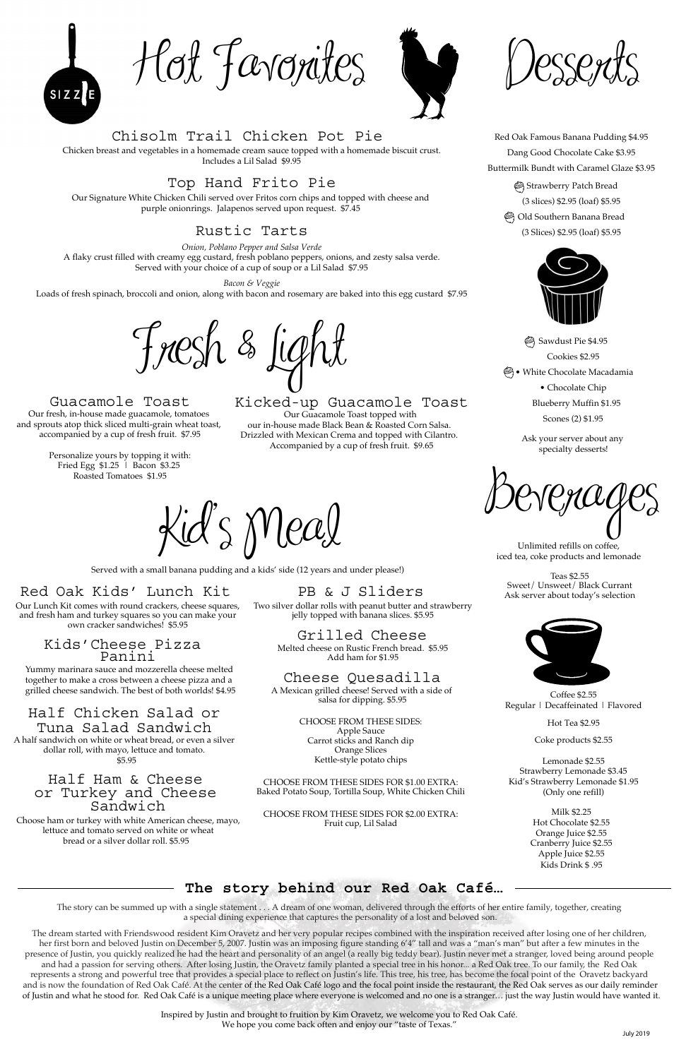SIZZLE

# Hot Favorites

## Chisolm Trail Chicken Pot Pie

Chicken breast and vegetables in a homemade cream sauce topped with a homemade biscuit crust. Includes a Lil Salad $9.95

## Top Hand Frito Pie

Our Signature White Chicken Chili served over Fritos corn chips and topped with cheese and purple onionrings. Jalapenos served upon request. $7.45

## Rustic Tarts

*Onion, Poblano Pepper and Salsa Verde*

A flaky crust filled with creamy egg custard, fresh poblano peppers, onions, and zesty salsa verde. Served with your choice of a cup of soup or a Lil Salad $7.95

*Bacon & Veggie*

Loads of fresh spinach, broccoli and onion, along with bacon and rosemary are baked into this egg custard $7.95

# Fresh & Light

## Guacamole Toast

Our fresh, in-house made guacamole, tomatoes and sprouts atop thick sliced multi-grain wheat toast, accompanied by a cup of fresh fruit. $7.95

Personalize yours by topping it with:
Fried Egg $1.25 | Bacon $3.25
Roasted Tomatoes $1.95

## Kicked-up Guacamole Toast

Our Guacamole Toast topped with our in-house made Black Bean & Roasted Corn Salsa. Drizzled with Mexican Crema and topped with Cilantro. Accompanied by a cup of fresh fruit. $9.65

# Kid's Meal

Served with a small banana pudding and a kids' side (12 years and under please!)

## Red Oak Kids' Lunch Kit

Our Lunch Kit comes with round crackers, cheese squares, and fresh ham and turkey squares so you can make your own cracker sandwiches! $5.95

## Kids' Cheese Pizza Panini

Yummy marinara sauce and mozzerella cheese melted together to make a cross between a cheese pizza and a grilled cheese sandwich. The best of both worlds! $4.95

## Half Chicken Salad or Tuna Salad Sandwich

A half sandwich on white or wheat bread, or even a silver dollar roll, with mayo, lettuce and tomato. $5.95

## Half Ham & Cheese or Turkey and Cheese Sandwich

Choose ham or turkey with white American cheese, mayo, lettuce and tomato served on white or wheat bread or a silver dollar roll. $5.95

## PB & J Sliders

Two silver dollar rolls with peanut butter and strawberry jelly topped with banana slices. $5.95

## Grilled Cheese

Melted cheese on Rustic French bread. $5.95
Add ham for $1.95

## Cheese Quesadilla

A Mexican grilled cheese! Served with a side of salsa for dipping. $5.95

CHOOSE FROM THESE SIDES:
Apple Sauce
Carrot sticks and Ranch dip
Orange Slices
Kettle-style potato chips

CHOOSE FROM THESE SIDES FOR $1.00 EXTRA:
Baked Potato Soup, Tortilla Soup, White Chicken Chili

CHOOSE FROM THESE SIDES FOR $2.00 EXTRA:
Fruit cup, Lil Salad

# Desserts

Red Oak Famous Banana Pudding $4.95
Dang Good Chocolate Cake $3.95
Buttermilk Bundt with Caramel Glaze $3.95
Strawberry Patch Bread
(3 slices) $2.95 (loaf) $5.95
Old Southern Banana Bread
(3 Slices) $2.95 (loaf) $5.95

Sawdust Pie $4.95
Cookies $2.95
• White Chocolate Macadamia
• Chocolate Chip
Blueberry Muffin $1.95
Scones (2) $1.95

Ask your server about any specialty desserts!

# Beverages

Unlimited refills on coffee, iced tea, coke products and lemonade

Teas $2.55
Sweet/ Unsweet/ Black Currant
Ask server about today's selection

Coffee $2.55
Regular | Decaffeinated | Flavored

Hot Tea $2.95

Coke products $2.55

Lemonade $2.55
Strawberry Lemonade $3.45
Kid's Strawberry Lemonade $1.95
(Only one refill)

Milk $2.25
Hot Chocolate $2.55
Orange Juice $2.55
Cranberry Juice $2.55
Apple Juice $2.55
Kids Drink $ .95

## The story behind our Red Oak Café…

The story can be summed up with a single statement . . . A dream of one woman, delivered through the efforts of her entire family, together, creating a special dining experience that captures the personality of a lost and beloved son.

The dream started with Friendswood resident Kim Oravetz and her very popular recipes combined with the inspiration received after losing one of her children, her first born and beloved Justin on December 5, 2007. Justin was an imposing figure standing 6'4" tall and was a "man's man" but after a few minutes in the presence of Justin, you quickly realized he had the heart and personality of an angel (a really big teddy bear). Justin never met a stranger, loved being around people and had a passion for serving others. After losing Justin, the Oravetz family planted a special tree in his honor... a Red Oak tree. To our family, the Red Oak represents a strong and powerful tree that provides a special place to reflect on Justin's life. This tree, his tree, has become the focal point of the Oravetz backyard and is now the foundation of Red Oak Café. At the center of the Red Oak Café logo and the focal point inside the restaurant, the Red Oak serves as our daily reminder of Justin and what he stood for. Red Oak Café is a unique meeting place where everyone is welcomed and no one is a stranger… just the way Justin would have wanted it.

Inspired by Justin and brought to fruition by Kim Oravetz, we welcome you to Red Oak Café. We hope you come back often and enjoy our "taste of Texas."

July 2019